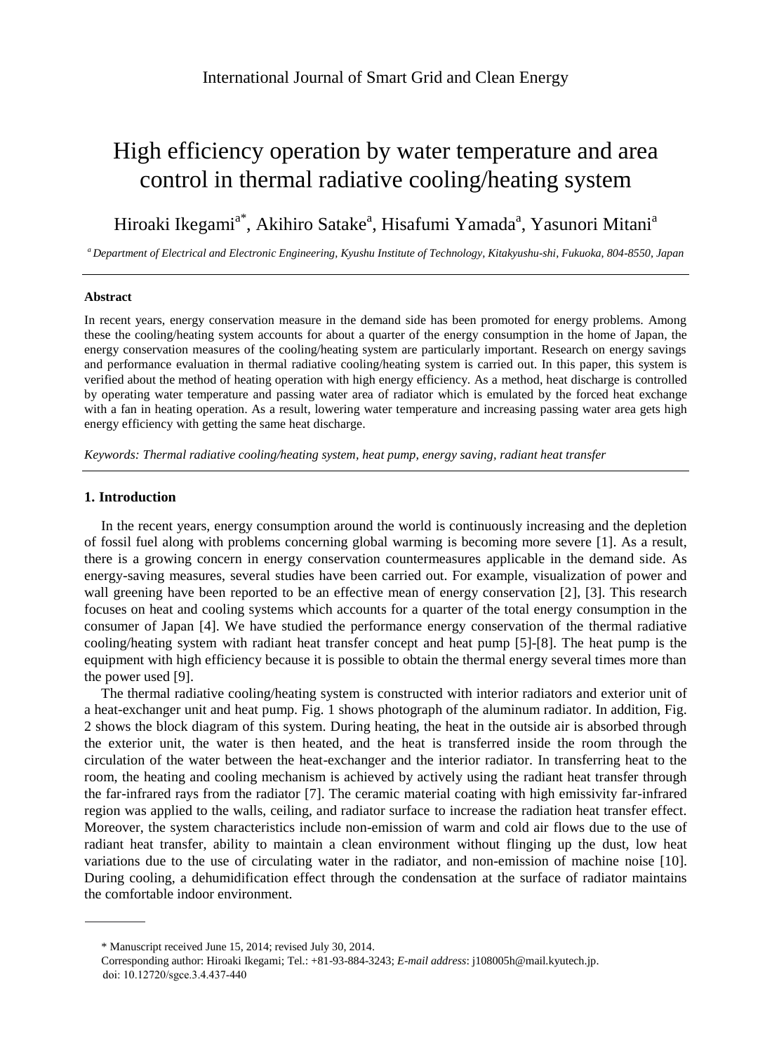# High efficiency operation by water temperature and area control in thermal radiative cooling/heating system

Hiroaki Ikegami[a*], Akihiro Satake[a], Hisafumi Yamada[a], Yasunori Mitani[a]

[a] *Department of Electrical and Electronic Engineering, Kyushu Institute of Technology, Kitakyushu-shi, Fukuoka, 804-8550, Japan*

---

**Abstract**

In recent years, energy conservation measure in the demand side has been promoted for energy problems. Among these the cooling/heating system accounts for about a quarter of the energy consumption in the home of Japan, the energy conservation measures of the cooling/heating system are particularly important. Research on energy savings and performance evaluation in thermal radiative cooling/heating system is carried out. In this paper, this system is verified about the method of heating operation with high energy efficiency. As a method, heat discharge is controlled by operating water temperature and passing water area of radiator which is emulated by the forced heat exchange with a fan in heating operation. As a result, lowering water temperature and increasing passing water area gets high energy efficiency with getting the same heat discharge.

*Keywords: Thermal radiative cooling/heating system, heat pump, energy saving, radiant heat transfer*

---

## 1. Introduction

In the recent years, energy consumption around the world is continuously increasing and the depletion of fossil fuel along with problems concerning global warming is becoming more severe [1]. As a result, there is a growing concern in energy conservation countermeasures applicable in the demand side. As energy-saving measures, several studies have been carried out. For example, visualization of power and wall greening have been reported to be an effective mean of energy conservation [2], [3]. This research focuses on heat and cooling systems which accounts for a quarter of the total energy consumption in the consumer of Japan [4]. We have studied the performance energy conservation of the thermal radiative cooling/heating system with radiant heat transfer concept and heat pump [5]-[8]. The heat pump is the equipment with high efficiency because it is possible to obtain the thermal energy several times more than the power used [9].

The thermal radiative cooling/heating system is constructed with interior radiators and exterior unit of a heat-exchanger unit and heat pump. Fig. 1 shows photograph of the aluminum radiator. In addition, Fig. 2 shows the block diagram of this system. During heating, the heat in the outside air is absorbed through the exterior unit, the water is then heated, and the heat is transferred inside the room through the circulation of the water between the heat-exchanger and the interior radiator. In transferring heat to the room, the heating and cooling mechanism is achieved by actively using the radiant heat transfer through the far-infrared rays from the radiator [7]. The ceramic material coating with high emissivity far-infrared region was applied to the walls, ceiling, and radiator surface to increase the radiation heat transfer effect. Moreover, the system characteristics include non-emission of warm and cold air flows due to the use of radiant heat transfer, ability to maintain a clean environment without flinging up the dust, low heat variations due to the use of circulating water in the radiator, and non-emission of machine noise [10]. During cooling, a dehumidification effect through the condensation at the surface of radiator maintains the comfortable indoor environment.

---

\* Manuscript received June 15, 2014; revised July 30, 2014.

Corresponding author: Hiroaki Ikegami; Tel.: +81-93-884-3243; *E-mail address*: j108005h@mail.kyutech.jp.

doi: 10.12720/sgce.3.4.437-440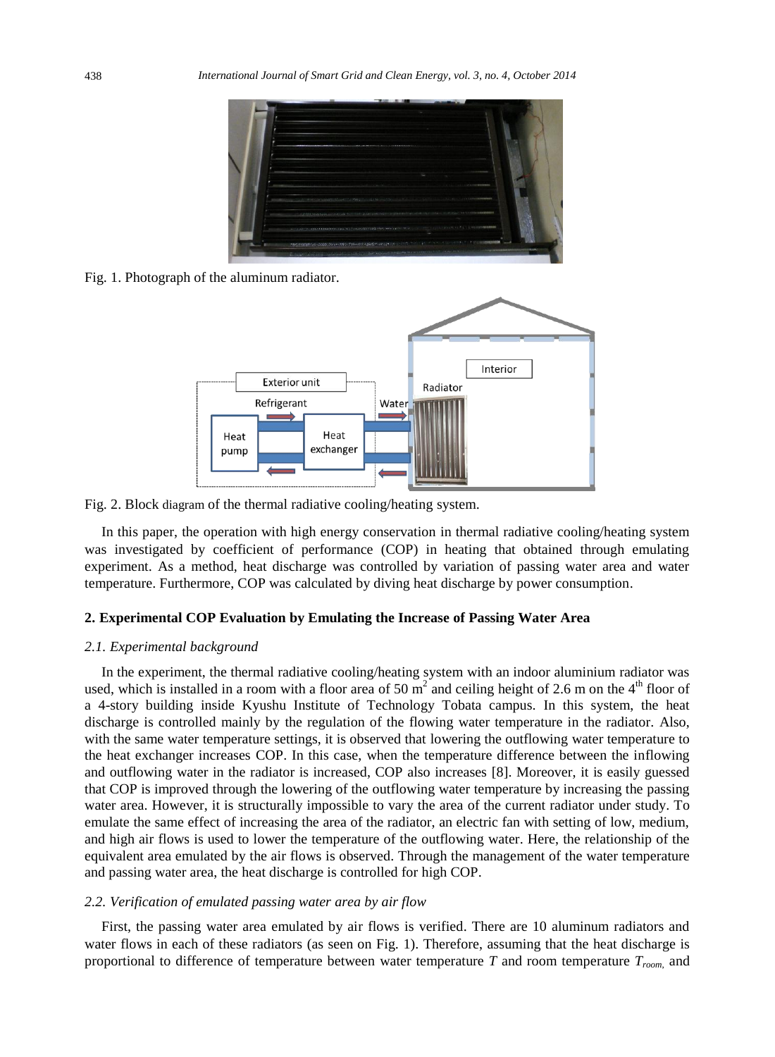Fig. 1. Photograph of the aluminum radiator.

Fig. 2. Block diagram of the thermal radiative cooling/heating system.

In this paper, the operation with high energy conservation in thermal radiative cooling/heating system was investigated by coefficient of performance (COP) in heating that obtained through emulating experiment. As a method, heat discharge was controlled by variation of passing water area and water temperature. Furthermore, COP was calculated by diving heat discharge by power consumption.

## 2. Experimental COP Evaluation by Emulating the Increase of Passing Water Area

### *2.1. Experimental background*

In the experiment, the thermal radiative cooling/heating system with an indoor aluminium radiator was used, which is installed in a room with a floor area of 50 m$^2$ and ceiling height of 2.6 m on the 4$^{th}$ floor of a 4-story building inside Kyushu Institute of Technology Tobata campus. In this system, the heat discharge is controlled mainly by the regulation of the flowing water temperature in the radiator. Also, with the same water temperature settings, it is observed that lowering the outflowing water temperature to the heat exchanger increases COP. In this case, when the temperature difference between the inflowing and outflowing water in the radiator is increased, COP also increases [8]. Moreover, it is easily guessed that COP is improved through the lowering of the outflowing water temperature by increasing the passing water area. However, it is structurally impossible to vary the area of the current radiator under study. To emulate the same effect of increasing the area of the radiator, an electric fan with setting of low, medium, and high air flows is used to lower the temperature of the outflowing water. Here, the relationship of the equivalent area emulated by the air flows is observed. Through the management of the water temperature and passing water area, the heat discharge is controlled for high COP.

### *2.2. Verification of emulated passing water area by air flow*

First, the passing water area emulated by air flows is verified. There are 10 aluminum radiators and water flows in each of these radiators (as seen on Fig. 1). Therefore, assuming that the heat discharge is proportional to difference of temperature between water temperature $T$ and room temperature $T_{room,}$ and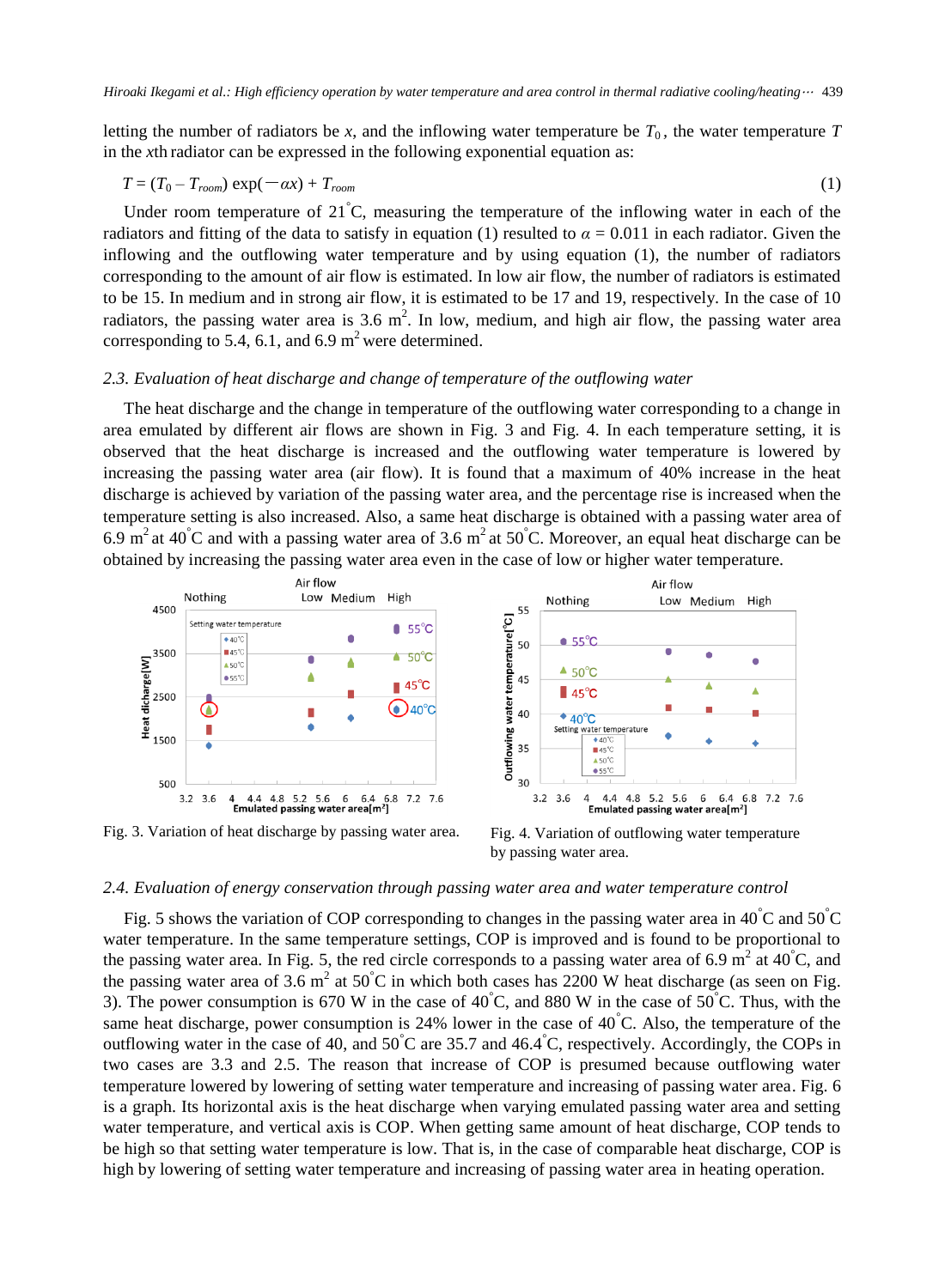letting the number of radiators be $x$, and the inflowing water temperature be $T_0$, the water temperature $T$ in the $x$th radiator can be expressed in the following exponential equation as:

$$T = (T_0 - T_{room}) \exp(-\alpha x) + T_{room} \tag{1}$$

Under room temperature of 21°C, measuring the temperature of the inflowing water in each of the radiators and fitting of the data to satisfy in equation (1) resulted to $\alpha = 0.011$ in each radiator. Given the inflowing and the outflowing water temperature and by using equation (1), the number of radiators corresponding to the amount of air flow is estimated. In low air flow, the number of radiators is estimated to be 15. In medium and in strong air flow, it is estimated to be 17 and 19, respectively. In the case of 10 radiators, the passing water area is 3.6 m$^2$. In low, medium, and high air flow, the passing water area corresponding to 5.4, 6.1, and 6.9 m$^2$ were determined.

### 2.3. Evaluation of heat discharge and change of temperature of the outflowing water

The heat discharge and the change in temperature of the outflowing water corresponding to a change in area emulated by different air flows are shown in Fig. 3 and Fig. 4. In each temperature setting, it is observed that the heat discharge is increased and the outflowing water temperature is lowered by increasing the passing water area (air flow). It is found that a maximum of 40% increase in the heat discharge is achieved by variation of the passing water area, and the percentage rise is increased when the temperature setting is also increased. Also, a same heat discharge is obtained with a passing water area of 6.9 m$^2$ at 40°C and with a passing water area of 3.6 m$^2$ at 50°C. Moreover, an equal heat discharge can be obtained by increasing the passing water area even in the case of low or higher water temperature.

Fig. 3. Variation of heat discharge by passing water area.

Fig. 4. Variation of outflowing water temperature by passing water area.

### 2.4. Evaluation of energy conservation through passing water area and water temperature control

Fig. 5 shows the variation of COP corresponding to changes in the passing water area in 40°C and 50°C water temperature. In the same temperature settings, COP is improved and is found to be proportional to the passing water area. In Fig. 5, the red circle corresponds to a passing water area of 6.9 m$^2$ at 40°C, and the passing water area of 3.6 m$^2$ at 50°C in which both cases has 2200 W heat discharge (as seen on Fig. 3). The power consumption is 670 W in the case of 40°C, and 880 W in the case of 50°C. Thus, with the same heat discharge, power consumption is 24% lower in the case of 40°C. Also, the temperature of the outflowing water in the case of 40, and 50°C are 35.7 and 46.4°C, respectively. Accordingly, the COPs in two cases are 3.3 and 2.5. The reason that increase of COP is presumed because outflowing water temperature lowered by lowering of setting water temperature and increasing of passing water area. Fig. 6 is a graph. Its horizontal axis is the heat discharge when varying emulated passing water area and setting water temperature, and vertical axis is COP. When getting same amount of heat discharge, COP tends to be high so that setting water temperature is low. That is, in the case of comparable heat discharge, COP is high by lowering of setting water temperature and increasing of passing water area in heating operation.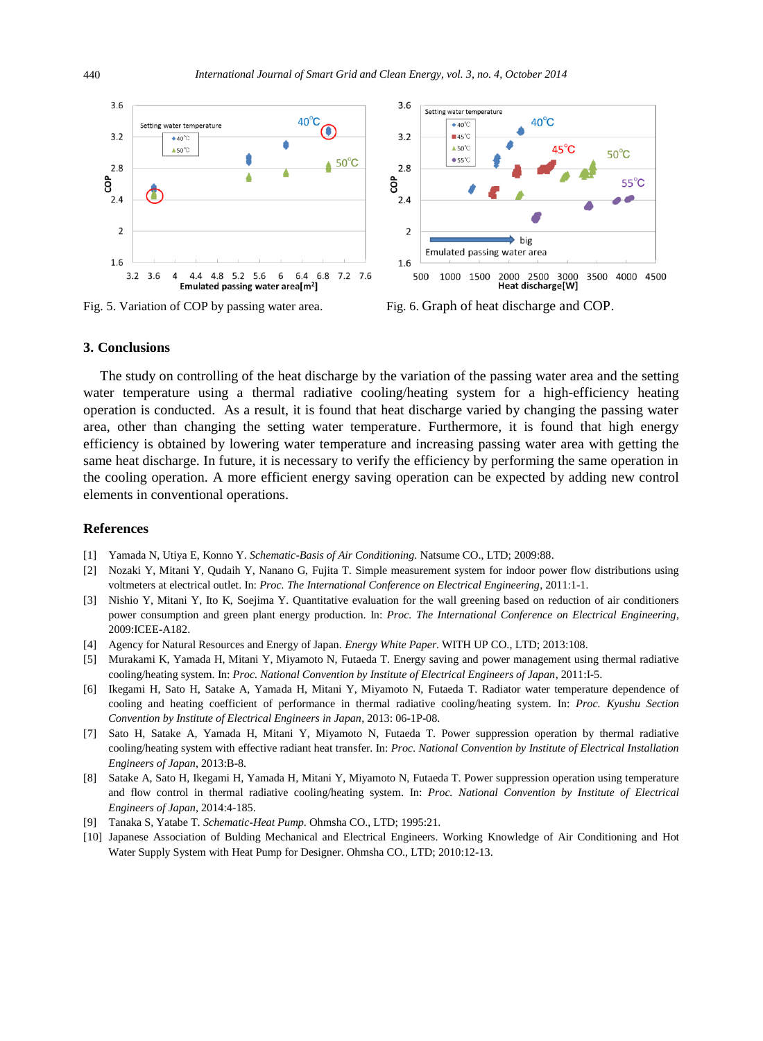3.6
3.2
2.8
2.4
2
1.6
COP
Setting water temperature
40℃
50℃
40℃
50℃
3.2 3.6 4 4.4 4.8 5.2 5.6 6 6.4 6.8 7.2 7.6
Emulated passing water area[m²]

Fig. 5. Variation of COP by passing water area.

3.6
3.2
2.8
2.4
2
1.6
COP
Setting water temperature
40℃
45℃
50℃
55℃
40℃
45℃
50℃
55℃
big
Emulated passing water area
500 1000 1500 2000 2500 3000 3500 4000 4500
Heat discharge[W]

Fig. 6. Graph of heat discharge and COP.

## 3. Conclusions

The study on controlling of the heat discharge by the variation of the passing water area and the setting water temperature using a thermal radiative cooling/heating system for a high-efficiency heating operation is conducted. As a result, it is found that heat discharge varied by changing the passing water area, other than changing the setting water temperature. Furthermore, it is found that high energy efficiency is obtained by lowering water temperature and increasing passing water area with getting the same heat discharge. In future, it is necessary to verify the efficiency by performing the same operation in the cooling operation. A more efficient energy saving operation can be expected by adding new control elements in conventional operations.

## References

[1] Yamada N, Utiya E, Konno Y. *Schematic-Basis of Air Conditioning*. Natsume CO., LTD; 2009:88.

[2] Nozaki Y, Mitani Y, Qudaih Y, Nanano G, Fujita T. Simple measurement system for indoor power flow distributions using voltmeters at electrical outlet. In: *Proc. The International Conference on Electrical Engineering*, 2011:1-1.

[3] Nishio Y, Mitani Y, Ito K, Soejima Y. Quantitative evaluation for the wall greening based on reduction of air conditioners power consumption and green plant energy production. In: *Proc. The International Conference on Electrical Engineering*, 2009:ICEE-A182.

[4] Agency for Natural Resources and Energy of Japan. *Energy White Paper*. WITH UP CO., LTD; 2013:108.

[5] Murakami K, Yamada H, Mitani Y, Miyamoto N, Futaeda T. Energy saving and power management using thermal radiative cooling/heating system. In: *Proc. National Convention by Institute of Electrical Engineers of Japan*, 2011:I-5.

[6] Ikegami H, Sato H, Satake A, Yamada H, Mitani Y, Miyamoto N, Futaeda T. Radiator water temperature dependence of cooling and heating coefficient of performance in thermal radiative cooling/heating system. In: *Proc. Kyushu Section Convention by Institute of Electrical Engineers in Japan*, 2013: 06-1P-08.

[7] Sato H, Satake A, Yamada H, Mitani Y, Miyamoto N, Futaeda T. Power suppression operation by thermal radiative cooling/heating system with effective radiant heat transfer. In: *Proc. National Convention by Institute of Electrical Installation Engineers of Japan*, 2013:B-8.

[8] Satake A, Sato H, Ikegami H, Yamada H, Mitani Y, Miyamoto N, Futaeda T. Power suppression operation using temperature and flow control in thermal radiative cooling/heating system. In: *Proc. National Convention by Institute of Electrical Engineers of Japan*, 2014:4-185.

[9] Tanaka S, Yatabe T. *Schematic-Heat Pump*. Ohmsha CO., LTD; 1995:21.

[10] Japanese Association of Bulding Mechanical and Electrical Engineers. Working Knowledge of Air Conditioning and Hot Water Supply System with Heat Pump for Designer. Ohmsha CO., LTD; 2010:12-13.